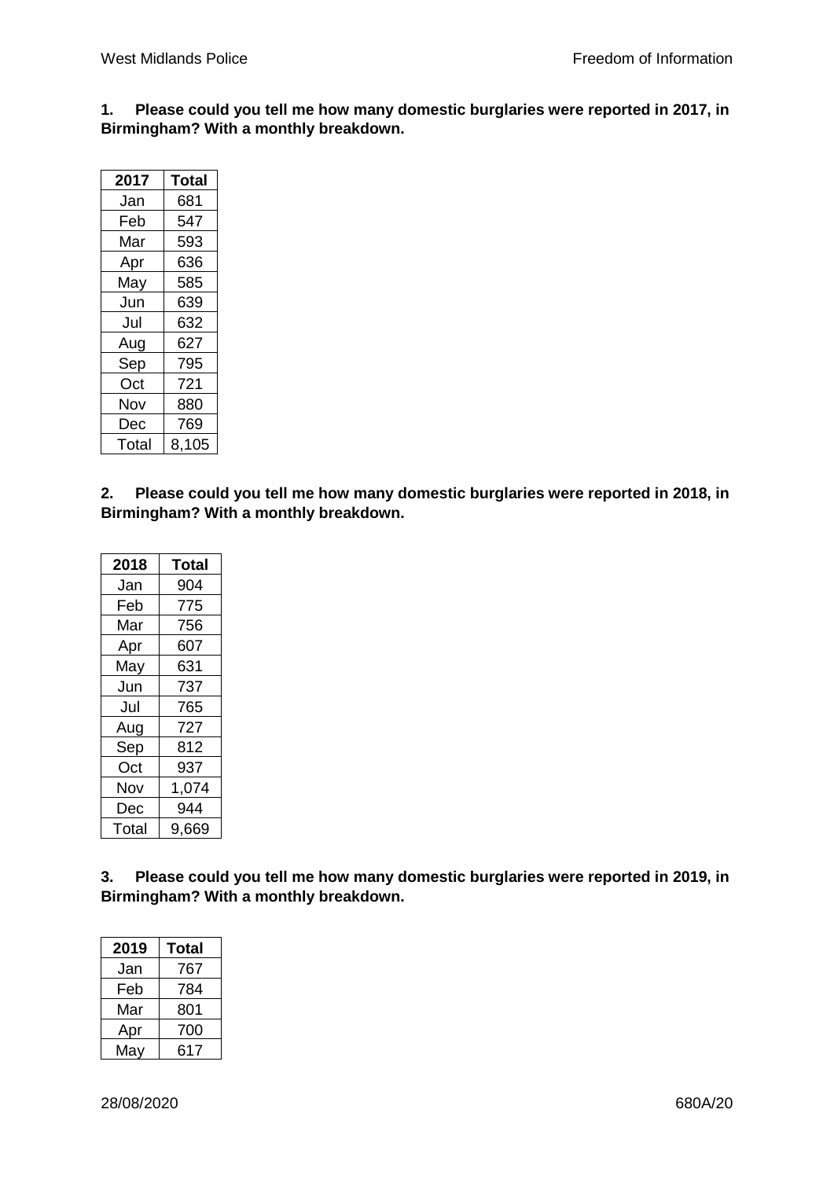**1. Please could you tell me how many domestic burglaries were reported in 2017, in Birmingham? With a monthly breakdown.**

| 2017 | Total |
|---|---|
| Jan | 681 |
| Feb | 547 |
| Mar | 593 |
| Apr | 636 |
| May | 585 |
| Jun | 639 |
| Jul | 632 |
| Aug | 627 |
| Sep | 795 |
| Oct | 721 |
| Nov | 880 |
| Dec | 769 |
| Total | 8,105 |

**2. Please could you tell me how many domestic burglaries were reported in 2018, in Birmingham? With a monthly breakdown.**

| 2018 | Total |
|---|---|
| Jan | 904 |
| Feb | 775 |
| Mar | 756 |
| Apr | 607 |
| May | 631 |
| Jun | 737 |
| Jul | 765 |
| Aug | 727 |
| Sep | 812 |
| Oct | 937 |
| Nov | 1,074 |
| Dec | 944 |
| Total | 9,669 |

**3. Please could you tell me how many domestic burglaries were reported in 2019, in Birmingham? With a monthly breakdown.**

| 2019 | Total |
|---|---|
| Jan | 767 |
| Feb | 784 |
| Mar | 801 |
| Apr | 700 |
| May | 617 |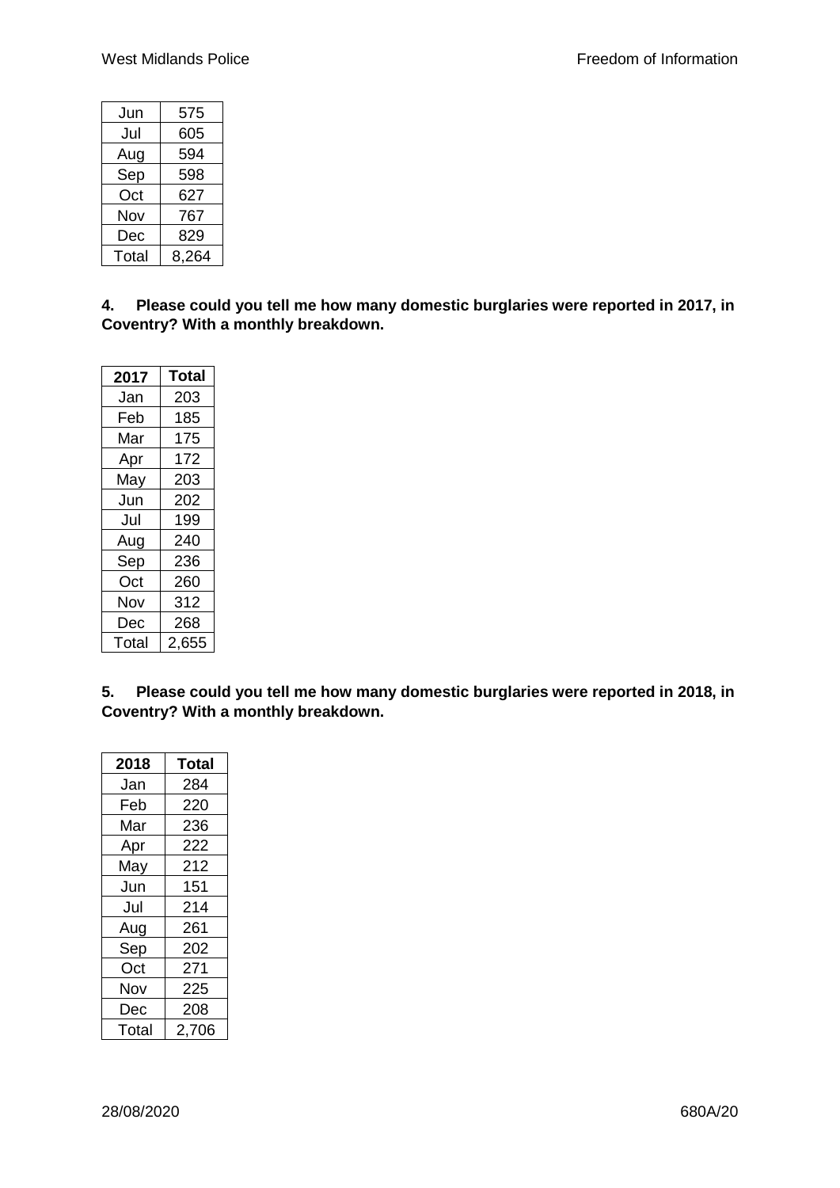| Jun | 575 |
| --- | --- |
| Jul | 605 |
| Aug | 594 |
| Sep | 598 |
| Oct | 627 |
| Nov | 767 |
| Dec | 829 |
| Total | 8,264 |

**4. Please could you tell me how many domestic burglaries were reported in 2017, in Coventry? With a monthly breakdown.**

| 2017 | Total |
| --- | --- |
| Jan | 203 |
| Feb | 185 |
| Mar | 175 |
| Apr | 172 |
| May | 203 |
| Jun | 202 |
| Jul | 199 |
| Aug | 240 |
| Sep | 236 |
| Oct | 260 |
| Nov | 312 |
| Dec | 268 |
| Total | 2,655 |

**5. Please could you tell me how many domestic burglaries were reported in 2018, in Coventry? With a monthly breakdown.**

| 2018 | Total |
| --- | --- |
| Jan | 284 |
| Feb | 220 |
| Mar | 236 |
| Apr | 222 |
| May | 212 |
| Jun | 151 |
| Jul | 214 |
| Aug | 261 |
| Sep | 202 |
| Oct | 271 |
| Nov | 225 |
| Dec | 208 |
| Total | 2,706 |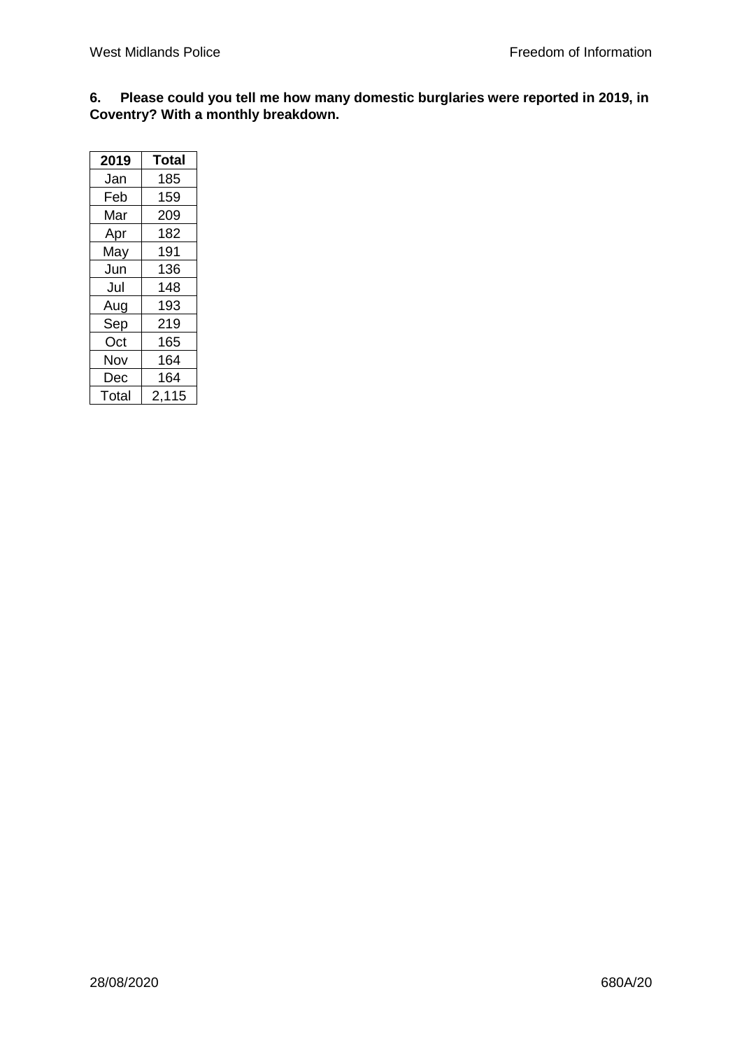**6. Please could you tell me how many domestic burglaries were reported in 2019, in Coventry? With a monthly breakdown.**

| 2019 | Total |
|---|---|
| Jan | 185 |
| Feb | 159 |
| Mar | 209 |
| Apr | 182 |
| May | 191 |
| Jun | 136 |
| Jul | 148 |
| Aug | 193 |
| Sep | 219 |
| Oct | 165 |
| Nov | 164 |
| Dec | 164 |
| Total | 2,115 |